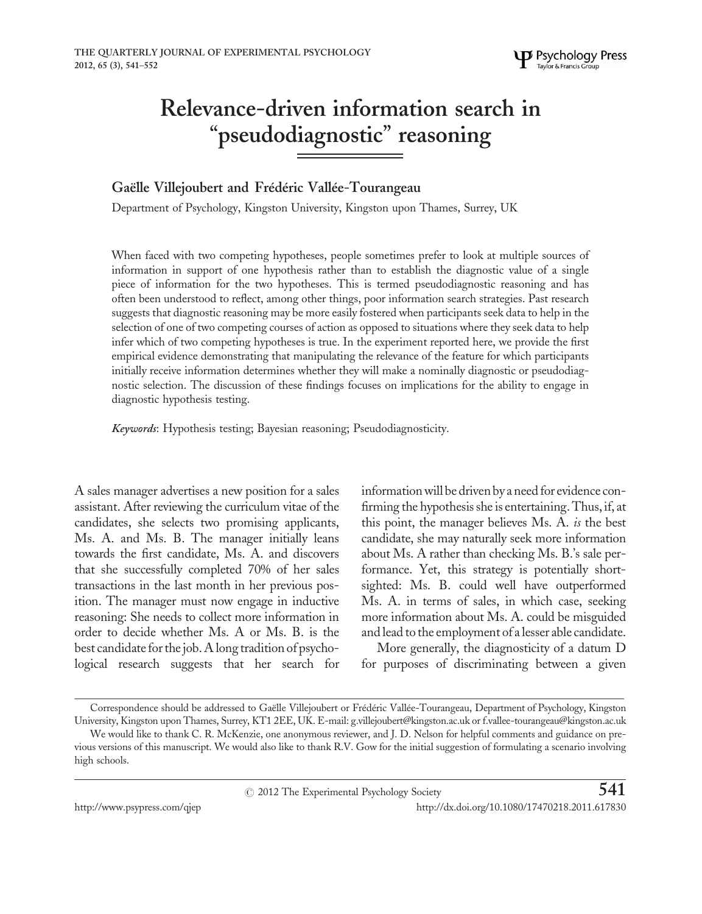# Relevance-driven information search in "pseudodiagnostic" reasoning

**Gaëlle Villejoubert and Frédéric Vallée-Tourangeau**

Department of Psychology, Kingston University, Kingston upon Thames, Surrey, UK

When faced with two competing hypotheses, people sometimes prefer to look at multiple sources of information in support of one hypothesis rather than to establish the diagnostic value of a single piece of information for the two hypotheses. This is termed pseudodiagnostic reasoning and has often been understood to reflect, among other things, poor information search strategies. Past research suggests that diagnostic reasoning may be more easily fostered when participants seek data to help in the selection of one of two competing courses of action as opposed to situations where they seek data to help infer which of two competing hypotheses is true. In the experiment reported here, we provide the first empirical evidence demonstrating that manipulating the relevance of the feature for which participants initially receive information determines whether they will make a nominally diagnostic or pseudodiagnostic selection. The discussion of these findings focuses on implications for the ability to engage in diagnostic hypothesis testing.

*Keywords*: Hypothesis testing; Bayesian reasoning; Pseudodiagnosticity.

A sales manager advertises a new position for a sales assistant. After reviewing the curriculum vitae of the candidates, she selects two promising applicants, Ms. A. and Ms. B. The manager initially leans towards the first candidate, Ms. A. and discovers that she successfully completed 70% of her sales transactions in the last month in her previous position. The manager must now engage in inductive reasoning: She needs to collect more information in order to decide whether Ms. A or Ms. B. is the best candidate for the job. A long tradition of psychological research suggests that her search for information will be driven by a need for evidence confirming the hypothesis she is entertaining. Thus, if, at this point, the manager believes Ms. A. *is* the best candidate, she may naturally seek more information about Ms. A rather than checking Ms. B.'s sale performance. Yet, this strategy is potentially shortsighted: Ms. B. could well have outperformed Ms. A. in terms of sales, in which case, seeking more information about Ms. A. could be misguided and lead to the employment of a lesser able candidate.

More generally, the diagnosticity of a datum D for purposes of discriminating between a given

Correspondence should be addressed to Gaëlle Villejoubert or Frédéric Vallée-Tourangeau, Department of Psychology, Kingston University, Kingston upon Thames, Surrey, KT1 2EE, UK. E-mail: g.villejoubert@kingston.ac.uk or f.vallee-tourangeau@kingston.ac.uk

We would like to thank C. R. McKenzie, one anonymous reviewer, and J. D. Nelson for helpful comments and guidance on previous versions of this manuscript. We would also like to thank R.V. Gow for the initial suggestion of formulating a scenario involving high schools.

© 2012 The Experimental Psychology Society

http://www.psypress.com/qjep http://dx.doi.org/10.1080/17470218.2011.617830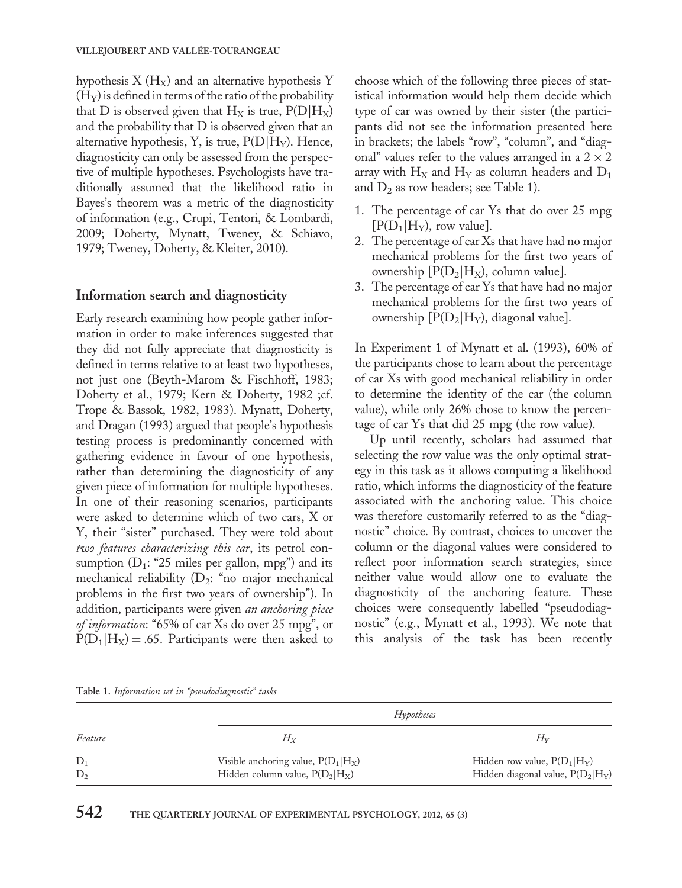hypothesis X ($H_X$) and an alternative hypothesis Y ($H_Y$) is defined in terms of the ratio of the probability that D is observed given that $H_X$ is true, $P(D|H_X)$ and the probability that D is observed given that an alternative hypothesis, Y, is true, $P(D|H_Y)$. Hence, diagnosticity can only be assessed from the perspective of multiple hypotheses. Psychologists have traditionally assumed that the likelihood ratio in Bayes's theorem was a metric of the diagnosticity of information (e.g., Crupi, Tentori, & Lombardi, 2009; Doherty, Mynatt, Tweney, & Schiavo, 1979; Tweney, Doherty, & Kleiter, 2010).

## Information search and diagnosticity

Early research examining how people gather information in order to make inferences suggested that they did not fully appreciate that diagnosticity is defined in terms relative to at least two hypotheses, not just one (Beyth-Marom & Fischhoff, 1983; Doherty et al., 1979; Kern & Doherty, 1982 ;cf. Trope & Bassok, 1982, 1983). Mynatt, Doherty, and Dragan (1993) argued that people's hypothesis testing process is predominantly concerned with gathering evidence in favour of one hypothesis, rather than determining the diagnosticity of any given piece of information for multiple hypotheses. In one of their reasoning scenarios, participants were asked to determine which of two cars, X or Y, their "sister" purchased. They were told about *two features characterizing this car*, its petrol consumption ($D_1$: "25 miles per gallon, mpg") and its mechanical reliability ($D_2$: "no major mechanical problems in the first two years of ownership"). In addition, participants were given *an anchoring piece of information*: "65% of car Xs do over 25 mpg", or $P(D_1|H_X) = .65$. Participants were then asked to choose which of the following three pieces of statistical information would help them decide which type of car was owned by their sister (the participants did not see the information presented here in brackets; the labels "row", "column", and "diagonal" values refer to the values arranged in a $2 \times 2$ array with $H_X$ and $H_Y$ as column headers and $D_1$ and $D_2$ as row headers; see Table 1).

1. The percentage of car Ys that do over 25 mpg [$P(D_1|H_Y)$, row value].
2. The percentage of car Xs that have had no major mechanical problems for the first two years of ownership [$P(D_2|H_X)$, column value].
3. The percentage of car Ys that have had no major mechanical problems for the first two years of ownership [$P(D_2|H_Y)$, diagonal value].

In Experiment 1 of Mynatt et al. (1993), 60% of the participants chose to learn about the percentage of car Xs with good mechanical reliability in order to determine the identity of the car (the column value), while only 26% chose to know the percentage of car Ys that did 25 mpg (the row value).

Up until recently, scholars had assumed that selecting the row value was the only optimal strategy in this task as it allows computing a likelihood ratio, which informs the diagnosticity of the feature associated with the anchoring value. This choice was therefore customarily referred to as the "diagnostic" choice. By contrast, choices to uncover the column or the diagonal values were considered to reflect poor information search strategies, since neither value would allow one to evaluate the diagnosticity of the anchoring feature. These choices were consequently labelled "pseudodiagnostic" (e.g., Mynatt et al., 1993). We note that this analysis of the task has been recently

**Table 1.** *Information set in "pseudodiagnostic" tasks*

| | *Hypotheses* | |
|---|---|---|
| *Feature* | $H_X$ | $H_Y$ |
| $D_1$ | Visible anchoring value, $P(D_1\|H_X)$ | Hidden row value, $P(D_1\|H_Y)$ |
| $D_2$ | Hidden column value, $P(D_2\|H_X)$ | Hidden diagonal value, $P(D_2\|H_Y)$ |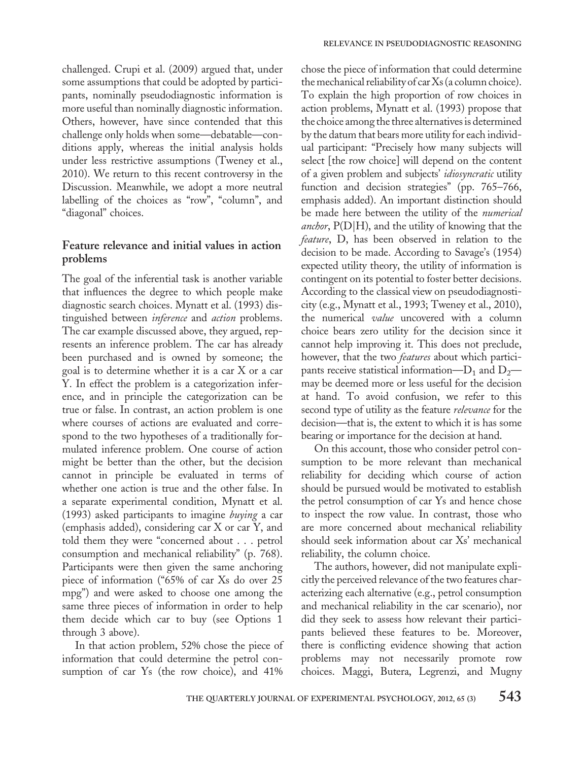challenged. Crupi et al. (2009) argued that, under some assumptions that could be adopted by participants, nominally pseudodiagnostic information is more useful than nominally diagnostic information. Others, however, have since contended that this challenge only holds when some—debatable—conditions apply, whereas the initial analysis holds under less restrictive assumptions (Tweney et al., 2010). We return to this recent controversy in the Discussion. Meanwhile, we adopt a more neutral labelling of the choices as "row", "column", and "diagonal" choices.

## Feature relevance and initial values in action problems

The goal of the inferential task is another variable that influences the degree to which people make diagnostic search choices. Mynatt et al. (1993) distinguished between *inference* and *action* problems. The car example discussed above, they argued, represents an inference problem. The car has already been purchased and is owned by someone; the goal is to determine whether it is a car X or a car Y. In effect the problem is a categorization inference, and in principle the categorization can be true or false. In contrast, an action problem is one where courses of actions are evaluated and correspond to the two hypotheses of a traditionally formulated inference problem. One course of action might be better than the other, but the decision cannot in principle be evaluated in terms of whether one action is true and the other false. In a separate experimental condition, Mynatt et al. (1993) asked participants to imagine *buying* a car (emphasis added), considering car X or car Y, and told them they were "concerned about . . . petrol consumption and mechanical reliability" (p. 768). Participants were then given the same anchoring piece of information ("65% of car Xs do over 25 mpg") and were asked to choose one among the same three pieces of information in order to help them decide which car to buy (see Options 1 through 3 above).

In that action problem, 52% chose the piece of information that could determine the petrol consumption of car Ys (the row choice), and 41% chose the piece of information that could determine the mechanical reliability of car Xs (a column choice). To explain the high proportion of row choices in action problems, Mynatt et al. (1993) propose that the choice among the three alternatives is determined by the datum that bears more utility for each individual participant: "Precisely how many subjects will select [the row choice] will depend on the content of a given problem and subjects' *idiosyncratic* utility function and decision strategies" (pp. 765–766, emphasis added). An important distinction should be made here between the utility of the *numerical anchor*, $P(D|H)$, and the utility of knowing that the *feature*, D, has been observed in relation to the decision to be made. According to Savage's (1954) expected utility theory, the utility of information is contingent on its potential to foster better decisions. According to the classical view on pseudodiagnosticity (e.g., Mynatt et al., 1993; Tweney et al., 2010), the numerical *value* uncovered with a column choice bears zero utility for the decision since it cannot help improving it. This does not preclude, however, that the two *features* about which participants receive statistical information—$D_1$ and $D_2$—may be deemed more or less useful for the decision at hand. To avoid confusion, we refer to this second type of utility as the feature *relevance* for the decision—that is, the extent to which it is has some bearing or importance for the decision at hand.

On this account, those who consider petrol consumption to be more relevant than mechanical reliability for deciding which course of action should be pursued would be motivated to establish the petrol consumption of car Ys and hence chose to inspect the row value. In contrast, those who are more concerned about mechanical reliability should seek information about car Xs' mechanical reliability, the column choice.

The authors, however, did not manipulate explicitly the perceived relevance of the two features characterizing each alternative (e.g., petrol consumption and mechanical reliability in the car scenario), nor did they seek to assess how relevant their participants believed these features to be. Moreover, there is conflicting evidence showing that action problems may not necessarily promote row choices. Maggi, Butera, Legrenzi, and Mugny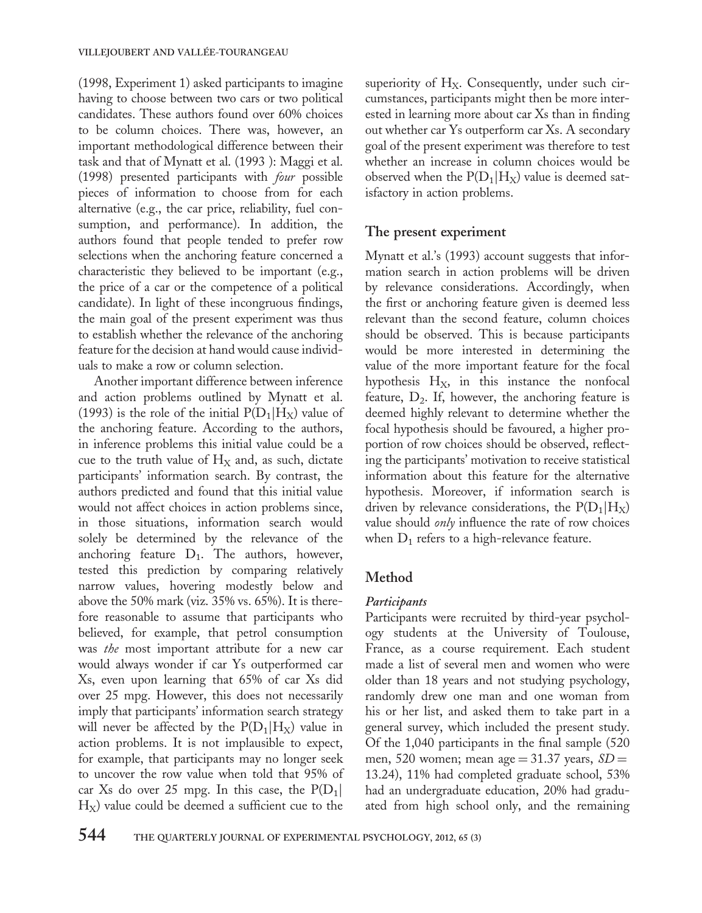(1998, Experiment 1) asked participants to imagine having to choose between two cars or two political candidates. These authors found over 60% choices to be column choices. There was, however, an important methodological difference between their task and that of Mynatt et al. (1993 ): Maggi et al. (1998) presented participants with *four* possible pieces of information to choose from for each alternative (e.g., the car price, reliability, fuel consumption, and performance). In addition, the authors found that people tended to prefer row selections when the anchoring feature concerned a characteristic they believed to be important (e.g., the price of a car or the competence of a political candidate). In light of these incongruous findings, the main goal of the present experiment was thus to establish whether the relevance of the anchoring feature for the decision at hand would cause individuals to make a row or column selection.

Another important difference between inference and action problems outlined by Mynatt et al. (1993) is the role of the initial $P(D_1|H_X)$ value of the anchoring feature. According to the authors, in inference problems this initial value could be a cue to the truth value of $H_X$ and, as such, dictate participants' information search. By contrast, the authors predicted and found that this initial value would not affect choices in action problems since, in those situations, information search would solely be determined by the relevance of the anchoring feature $D_1$. The authors, however, tested this prediction by comparing relatively narrow values, hovering modestly below and above the 50% mark (viz. 35% vs. 65%). It is therefore reasonable to assume that participants who believed, for example, that petrol consumption was *the* most important attribute for a new car would always wonder if car Ys outperformed car Xs, even upon learning that 65% of car Xs did over 25 mpg. However, this does not necessarily imply that participants' information search strategy will never be affected by the $P(D_1|H_X)$ value in action problems. It is not implausible to expect, for example, that participants may no longer seek to uncover the row value when told that 95% of car Xs do over 25 mpg. In this case, the $P(D_1|H_X)$ value could be deemed a sufficient cue to the superiority of $H_X$. Consequently, under such circumstances, participants might then be more interested in learning more about car Xs than in finding out whether car Ys outperform car Xs. A secondary goal of the present experiment was therefore to test whether an increase in column choices would be observed when the $P(D_1|H_X)$ value is deemed satisfactory in action problems.

## The present experiment

Mynatt et al.'s (1993) account suggests that information search in action problems will be driven by relevance considerations. Accordingly, when the first or anchoring feature given is deemed less relevant than the second feature, column choices should be observed. This is because participants would be more interested in determining the value of the more important feature for the focal hypothesis $H_X$, in this instance the nonfocal feature, $D_2$. If, however, the anchoring feature is deemed highly relevant to determine whether the focal hypothesis should be favoured, a higher proportion of row choices should be observed, reflecting the participants' motivation to receive statistical information about this feature for the alternative hypothesis. Moreover, if information search is driven by relevance considerations, the $P(D_1|H_X)$ value should *only* influence the rate of row choices when $D_1$ refers to a high-relevance feature.

## Method

### *Participants*

Participants were recruited by third-year psychology students at the University of Toulouse, France, as a course requirement. Each student made a list of several men and women who were older than 18 years and not studying psychology, randomly drew one man and one woman from his or her list, and asked them to take part in a general survey, which included the present study. Of the 1,040 participants in the final sample (520 men, 520 women; mean age = 31.37 years, $SD$ = 13.24), 11% had completed graduate school, 53% had an undergraduate education, 20% had graduated from high school only, and the remaining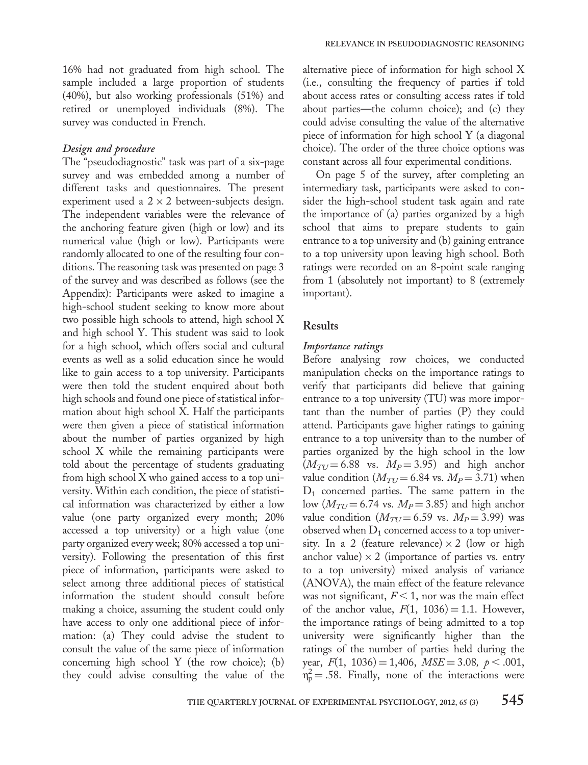16% had not graduated from high school. The sample included a large proportion of students (40%), but also working professionals (51%) and retired or unemployed individuals (8%). The survey was conducted in French.

### *Design and procedure*

The "pseudodiagnostic" task was part of a six-page survey and was embedded among a number of different tasks and questionnaires. The present experiment used a 2 × 2 between-subjects design. The independent variables were the relevance of the anchoring feature given (high or low) and its numerical value (high or low). Participants were randomly allocated to one of the resulting four conditions. The reasoning task was presented on page 3 of the survey and was described as follows (see the Appendix): Participants were asked to imagine a high-school student seeking to know more about two possible high schools to attend, high school X and high school Y. This student was said to look for a high school, which offers social and cultural events as well as a solid education since he would like to gain access to a top university. Participants were then told the student enquired about both high schools and found one piece of statistical information about high school X. Half the participants were then given a piece of statistical information about the number of parties organized by high school X while the remaining participants were told about the percentage of students graduating from high school X who gained access to a top university. Within each condition, the piece of statistical information was characterized by either a low value (one party organized every month; 20% accessed a top university) or a high value (one party organized every week; 80% accessed a top university). Following the presentation of this first piece of information, participants were asked to select among three additional pieces of statistical information the student should consult before making a choice, assuming the student could only have access to only one additional piece of information: (a) They could advise the student to consult the value of the same piece of information concerning high school Y (the row choice); (b) they could advise consulting the value of the alternative piece of information for high school X (i.e., consulting the frequency of parties if told about access rates or consulting access rates if told about parties—the column choice); and (c) they could advise consulting the value of the alternative piece of information for high school Y (a diagonal choice). The order of the three choice options was constant across all four experimental conditions.

On page 5 of the survey, after completing an intermediary task, participants were asked to consider the high-school student task again and rate the importance of (a) parties organized by a high school that aims to prepare students to gain entrance to a top university and (b) gaining entrance to a top university upon leaving high school. Both ratings were recorded on an 8-point scale ranging from 1 (absolutely not important) to 8 (extremely important).

## Results

### *Importance ratings*

Before analysing row choices, we conducted manipulation checks on the importance ratings to verify that participants did believe that gaining entrance to a top university (TU) was more important than the number of parties (P) they could attend. Participants gave higher ratings to gaining entrance to a top university than to the number of parties organized by the high school in the low ($M_{TU} = 6.88$ vs. $M_P = 3.95$) and high anchor value condition ($M_{TU} = 6.84$ vs. $M_P = 3.71$) when $D_1$ concerned parties. The same pattern in the low ($M_{TU} = 6.74$ vs. $M_P = 3.85$) and high anchor value condition ($M_{TU} = 6.59$ vs. $M_P = 3.99$) was observed when $D_1$ concerned access to a top university. In a 2 (feature relevance) × 2 (low or high anchor value) × 2 (importance of parties vs. entry to a top university) mixed analysis of variance (ANOVA), the main effect of the feature relevance was not significant, $F < 1$, nor was the main effect of the anchor value, $F(1,\ 1036) = 1.1$. However, the importance ratings of being admitted to a top university were significantly higher than the ratings of the number of parties held during the year, $F(1,\ 1036) = 1{,}406$, $MSE = 3.08$, $p < .001$, $\eta_p^2 = .58$. Finally, none of the interactions were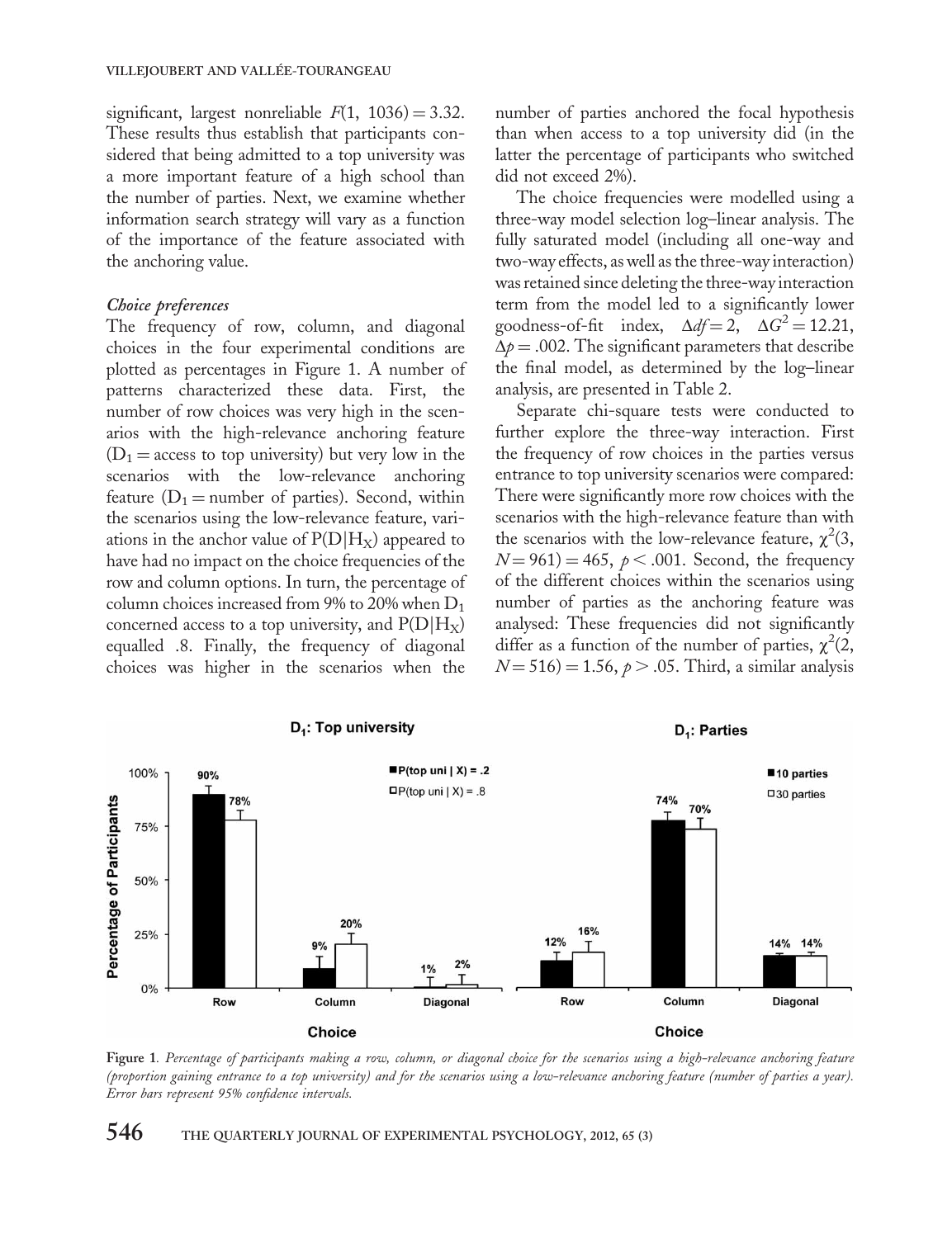significant, largest nonreliable $F(1, 1036) = 3.32$. These results thus establish that participants considered that being admitted to a top university was a more important feature of a high school than the number of parties. Next, we examine whether information search strategy will vary as a function of the importance of the feature associated with the anchoring value.

### *Choice preferences*

The frequency of row, column, and diagonal choices in the four experimental conditions are plotted as percentages in Figure 1. A number of patterns characterized these data. First, the number of row choices was very high in the scenarios with the high-relevance anchoring feature ($D_1$ = access to top university) but very low in the scenarios with the low-relevance anchoring feature ($D_1$ = number of parties). Second, within the scenarios using the low-relevance feature, variations in the anchor value of $P(D|H_X)$ appeared to have had no impact on the choice frequencies of the row and column options. In turn, the percentage of column choices increased from 9% to 20% when $D_1$ concerned access to a top university, and $P(D|H_X)$ equalled .8. Finally, the frequency of diagonal choices was higher in the scenarios when the number of parties anchored the focal hypothesis than when access to a top university did (in the latter the percentage of participants who switched did not exceed 2%).

The choice frequencies were modelled using a three-way model selection log–linear analysis. The fully saturated model (including all one-way and two-way effects, as well as the three-way interaction) was retained since deleting the three-way interaction term from the model led to a significantly lower goodness-of-fit index, $\Delta df = 2$, $\Delta G^2 = 12.21$, $\Delta p = .002$. The significant parameters that describe the final model, as determined by the log–linear analysis, are presented in Table 2.

Separate chi-square tests were conducted to further explore the three-way interaction. First the frequency of row choices in the parties versus entrance to top university scenarios were compared: There were significantly more row choices with the scenarios with the high-relevance feature than with the scenarios with the low-relevance feature, $\chi^2(3, N = 961) = 465$, $p < .001$. Second, the frequency of the different choices within the scenarios using number of parties as the anchoring feature was analysed: These frequencies did not significantly differ as a function of the number of parties, $\chi^2(2, N = 516) = 1.56$, $p > .05$. Third, a similar analysis

**Figure 1.** *Percentage of participants making a row, column, or diagonal choice for the scenarios using a high-relevance anchoring feature (proportion gaining entrance to a top university) and for the scenarios using a low-relevance anchoring feature (number of parties a year). Error bars represent 95% confidence intervals.*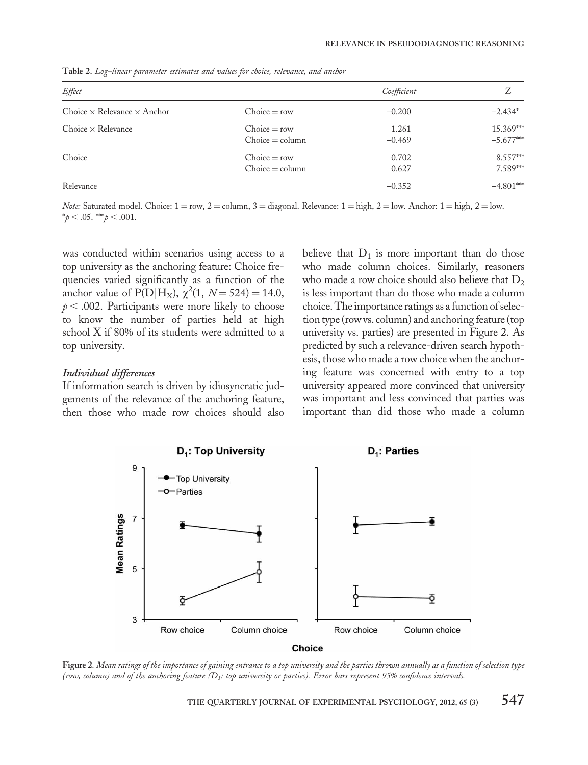**Table 2.** *Log–linear parameter estimates and values for choice, relevance, and anchor*

| *Effect* | | *Coefficient* | Z |
|---|---|---|---|
| Choice × Relevance × Anchor | Choice = row | −0.200 | −2.434* |
| Choice × Relevance | Choice = row | 1.261 | 15.369*** |
| | Choice = column | −0.469 | −5.677*** |
| Choice | Choice = row | 0.702 | 8.557*** |
| | Choice = column | 0.627 | 7.589*** |
| Relevance | | −0.352 | −4.801*** |

*Note:* Saturated model. Choice: 1 = row, 2 = column, 3 = diagonal. Relevance: 1 = high, 2 = low. Anchor: 1 = high, 2 = low.
*$p < .05$. ***$p < .001$.

was conducted within scenarios using access to a top university as the anchoring feature: Choice frequencies varied significantly as a function of the anchor value of $P(D|H_X)$, $\chi^2(1, N = 524) = 14.0$, $p < .002$. Participants were more likely to choose to know the number of parties held at high school X if 80% of its students were admitted to a top university.

### *Individual differences*

If information search is driven by idiosyncratic judgements of the relevance of the anchoring feature, then those who made row choices should also believe that $D_1$ is more important than do those who made column choices. Similarly, reasoners who made a row choice should also believe that $D_2$ is less important than do those who made a column choice. The importance ratings as a function of selection type (row vs. column) and anchoring feature (top university vs. parties) are presented in Figure 2. As predicted by such a relevance-driven search hypothesis, those who made a row choice when the anchoring feature was concerned with entry to a top university appeared more convinced that university was important and less convinced that parties was important than did those who made a column

**Figure 2.** *Mean ratings of the importance of gaining entrance to a top university and the parties thrown annually as a function of selection type (row, column) and of the anchoring feature ($D_1$: top university or parties). Error bars represent 95% confidence intervals.*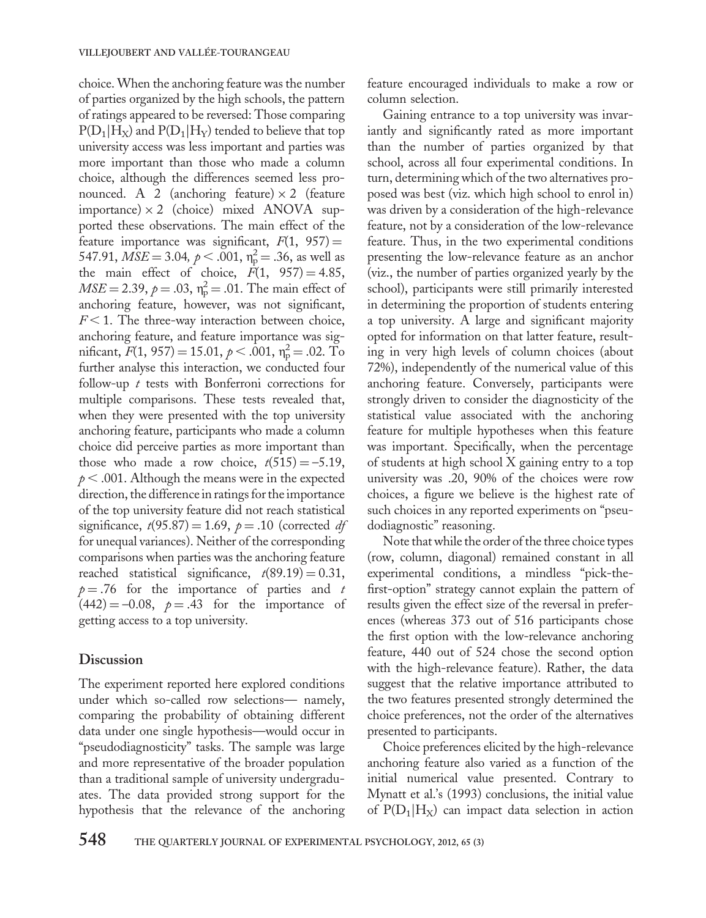choice. When the anchoring feature was the number of parties organized by the high schools, the pattern of ratings appeared to be reversed: Those comparing $P(D_1|H_X)$ and $P(D_1|H_Y)$ tended to believe that top university access was less important and parties was more important than those who made a column choice, although the differences seemed less pronounced. A 2 (anchoring feature) × 2 (feature importance) × 2 (choice) mixed ANOVA supported these observations. The main effect of the feature importance was significant, $F(1, 957) = 547.91$, $MSE = 3.04$, $p < .001$, $\eta_p^2 = .36$, as well as the main effect of choice, $F(1, 957) = 4.85$, $MSE = 2.39$, $p = .03$, $\eta_p^2 = .01$. The main effect of anchoring feature, however, was not significant, $F < 1$. The three-way interaction between choice, anchoring feature, and feature importance was significant, $F(1, 957) = 15.01$, $p < .001$, $\eta_p^2 = .02$. To further analyse this interaction, we conducted four follow-up *t* tests with Bonferroni corrections for multiple comparisons. These tests revealed that, when they were presented with the top university anchoring feature, participants who made a column choice did perceive parties as more important than those who made a row choice, $t(515) = -5.19$, $p < .001$. Although the means were in the expected direction, the difference in ratings for the importance of the top university feature did not reach statistical significance, $t(95.87) = 1.69$, $p = .10$ (corrected *df* for unequal variances). Neither of the corresponding comparisons when parties was the anchoring feature reached statistical significance, $t(89.19) = 0.31$, $p = .76$ for the importance of parties and $t(442) = -0.08$, $p = .43$ for the importance of getting access to a top university.

## Discussion

The experiment reported here explored conditions under which so-called row selections— namely, comparing the probability of obtaining different data under one single hypothesis—would occur in "pseudodiagnosticity" tasks. The sample was large and more representative of the broader population than a traditional sample of university undergraduates. The data provided strong support for the hypothesis that the relevance of the anchoring feature encouraged individuals to make a row or column selection.

Gaining entrance to a top university was invariantly and significantly rated as more important than the number of parties organized by that school, across all four experimental conditions. In turn, determining which of the two alternatives proposed was best (viz. which high school to enrol in) was driven by a consideration of the high-relevance feature, not by a consideration of the low-relevance feature. Thus, in the two experimental conditions presenting the low-relevance feature as an anchor (viz., the number of parties organized yearly by the school), participants were still primarily interested in determining the proportion of students entering a top university. A large and significant majority opted for information on that latter feature, resulting in very high levels of column choices (about 72%), independently of the numerical value of this anchoring feature. Conversely, participants were strongly driven to consider the diagnosticity of the statistical value associated with the anchoring feature for multiple hypotheses when this feature was important. Specifically, when the percentage of students at high school X gaining entry to a top university was .20, 90% of the choices were row choices, a figure we believe is the highest rate of such choices in any reported experiments on "pseudodiagnostic" reasoning.

Note that while the order of the three choice types (row, column, diagonal) remained constant in all experimental conditions, a mindless "pick-the-first-option" strategy cannot explain the pattern of results given the effect size of the reversal in preferences (whereas 373 out of 516 participants chose the first option with the low-relevance anchoring feature, 440 out of 524 chose the second option with the high-relevance feature). Rather, the data suggest that the relative importance attributed to the two features presented strongly determined the choice preferences, not the order of the alternatives presented to participants.

Choice preferences elicited by the high-relevance anchoring feature also varied as a function of the initial numerical value presented. Contrary to Mynatt et al.'s (1993) conclusions, the initial value of $P(D_1|H_X)$ can impact data selection in action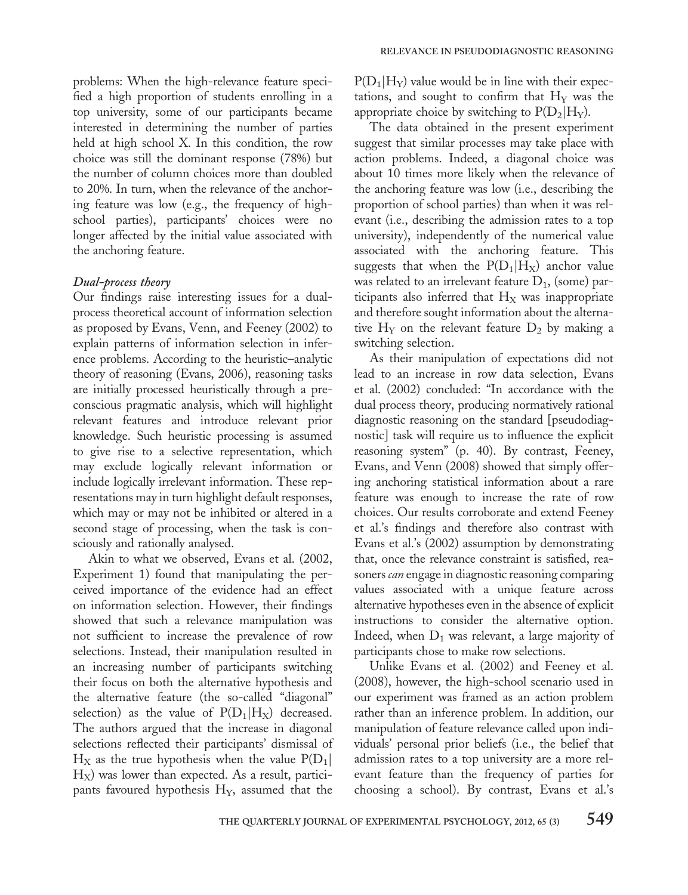problems: When the high-relevance feature specified a high proportion of students enrolling in a top university, some of our participants became interested in determining the number of parties held at high school X. In this condition, the row choice was still the dominant response (78%) but the number of column choices more than doubled to 20%. In turn, when the relevance of the anchoring feature was low (e.g., the frequency of high-school parties), participants' choices were no longer affected by the initial value associated with the anchoring feature.

### *Dual-process theory*

Our findings raise interesting issues for a dual-process theoretical account of information selection as proposed by Evans, Venn, and Feeney (2002) to explain patterns of information selection in inference problems. According to the heuristic–analytic theory of reasoning (Evans, 2006), reasoning tasks are initially processed heuristically through a preconscious pragmatic analysis, which will highlight relevant features and introduce relevant prior knowledge. Such heuristic processing is assumed to give rise to a selective representation, which may exclude logically relevant information or include logically irrelevant information. These representations may in turn highlight default responses, which may or may not be inhibited or altered in a second stage of processing, when the task is consciously and rationally analysed.

Akin to what we observed, Evans et al. (2002, Experiment 1) found that manipulating the perceived importance of the evidence had an effect on information selection. However, their findings showed that such a relevance manipulation was not sufficient to increase the prevalence of row selections. Instead, their manipulation resulted in an increasing number of participants switching their focus on both the alternative hypothesis and the alternative feature (the so-called "diagonal" selection) as the value of $P(D_1|H_X)$ decreased. The authors argued that the increase in diagonal selections reflected their participants' dismissal of $H_X$ as the true hypothesis when the value $P(D_1|H_X)$ was lower than expected. As a result, participants favoured hypothesis $H_Y$, assumed that the $P(D_1|H_Y)$ value would be in line with their expectations, and sought to confirm that $H_Y$ was the appropriate choice by switching to $P(D_2|H_Y)$.

The data obtained in the present experiment suggest that similar processes may take place with action problems. Indeed, a diagonal choice was about 10 times more likely when the relevance of the anchoring feature was low (i.e., describing the proportion of school parties) than when it was relevant (i.e., describing the admission rates to a top university), independently of the numerical value associated with the anchoring feature. This suggests that when the $P(D_1|H_X)$ anchor value was related to an irrelevant feature $D_1$, (some) participants also inferred that $H_X$ was inappropriate and therefore sought information about the alternative $H_Y$ on the relevant feature $D_2$ by making a switching selection.

As their manipulation of expectations did not lead to an increase in row data selection, Evans et al. (2002) concluded: "In accordance with the dual process theory, producing normatively rational diagnostic reasoning on the standard [pseudodiagnostic] task will require us to influence the explicit reasoning system" (p. 40). By contrast, Feeney, Evans, and Venn (2008) showed that simply offering anchoring statistical information about a rare feature was enough to increase the rate of row choices. Our results corroborate and extend Feeney et al.'s findings and therefore also contrast with Evans et al.'s (2002) assumption by demonstrating that, once the relevance constraint is satisfied, reasoners *can* engage in diagnostic reasoning comparing values associated with a unique feature across alternative hypotheses even in the absence of explicit instructions to consider the alternative option. Indeed, when $D_1$ was relevant, a large majority of participants chose to make row selections.

Unlike Evans et al. (2002) and Feeney et al. (2008), however, the high-school scenario used in our experiment was framed as an action problem rather than an inference problem. In addition, our manipulation of feature relevance called upon individuals' personal prior beliefs (i.e., the belief that admission rates to a top university are a more relevant feature than the frequency of parties for choosing a school). By contrast, Evans et al.'s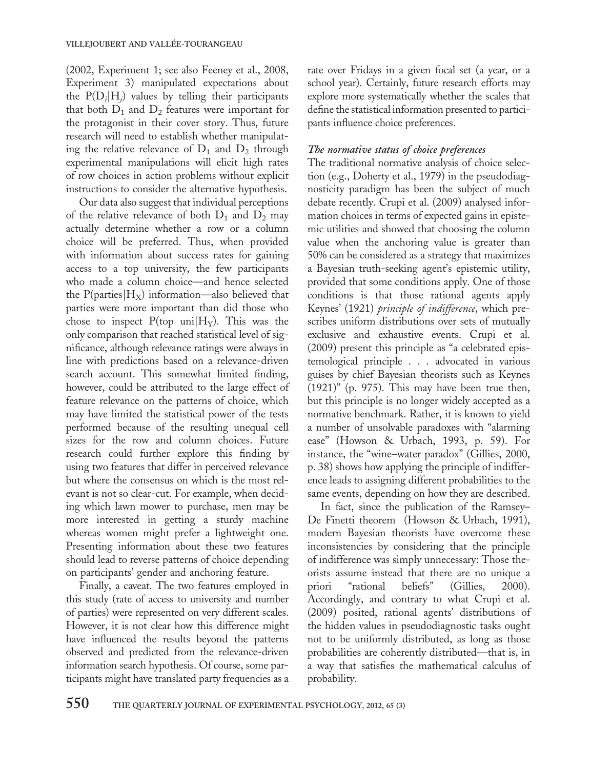(2002, Experiment 1; see also Feeney et al., 2008, Experiment 3) manipulated expectations about the $P(D_i|H_j)$ values by telling their participants that both $D_1$ and $D_2$ features were important for the protagonist in their cover story. Thus, future research will need to establish whether manipulating the relative relevance of $D_1$ and $D_2$ through experimental manipulations will elicit high rates of row choices in action problems without explicit instructions to consider the alternative hypothesis.

Our data also suggest that individual perceptions of the relative relevance of both $D_1$ and $D_2$ may actually determine whether a row or a column choice will be preferred. Thus, when provided with information about success rates for gaining access to a top university, the few participants who made a column choice—and hence selected the $P(\text{parties}|H_X)$ information—also believed that parties were more important than did those who chose to inspect $P(\text{top uni}|H_Y)$. This was the only comparison that reached statistical level of significance, although relevance ratings were always in line with predictions based on a relevance-driven search account. This somewhat limited finding, however, could be attributed to the large effect of feature relevance on the patterns of choice, which may have limited the statistical power of the tests performed because of the resulting unequal cell sizes for the row and column choices. Future research could further explore this finding by using two features that differ in perceived relevance but where the consensus on which is the most relevant is not so clear-cut. For example, when deciding which lawn mower to purchase, men may be more interested in getting a sturdy machine whereas women might prefer a lightweight one. Presenting information about these two features should lead to reverse patterns of choice depending on participants' gender and anchoring feature.

Finally, a caveat. The two features employed in this study (rate of access to university and number of parties) were represented on very different scales. However, it is not clear how this difference might have influenced the results beyond the patterns observed and predicted from the relevance-driven information search hypothesis. Of course, some participants might have translated party frequencies as a rate over Fridays in a given focal set (a year, or a school year). Certainly, future research efforts may explore more systematically whether the scales that define the statistical information presented to participants influence choice preferences.

### *The normative status of choice preferences*

The traditional normative analysis of choice selection (e.g., Doherty et al., 1979) in the pseudodiagnosticity paradigm has been the subject of much debate recently. Crupi et al. (2009) analysed information choices in terms of expected gains in epistemic utilities and showed that choosing the column value when the anchoring value is greater than 50% can be considered as a strategy that maximizes a Bayesian truth-seeking agent's epistemic utility, provided that some conditions apply. One of those conditions is that those rational agents apply Keynes' (1921) *principle of indifference*, which prescribes uniform distributions over sets of mutually exclusive and exhaustive events. Crupi et al. (2009) present this principle as "a celebrated epistemological principle . . . advocated in various guises by chief Bayesian theorists such as Keynes (1921)" (p. 975). This may have been true then, but this principle is no longer widely accepted as a normative benchmark. Rather, it is known to yield a number of unsolvable paradoxes with "alarming ease" (Howson & Urbach, 1993, p. 59). For instance, the "wine–water paradox" (Gillies, 2000, p. 38) shows how applying the principle of indifference leads to assigning different probabilities to the same events, depending on how they are described.

In fact, since the publication of the Ramsey–De Finetti theorem (Howson & Urbach, 1991), modern Bayesian theorists have overcome these inconsistencies by considering that the principle of indifference was simply unnecessary: Those theorists assume instead that there are no unique a priori "rational beliefs" (Gillies, 2000). Accordingly, and contrary to what Crupi et al. (2009) posited, rational agents' distributions of the hidden values in pseudodiagnostic tasks ought not to be uniformly distributed, as long as those probabilities are coherently distributed—that is, in a way that satisfies the mathematical calculus of probability.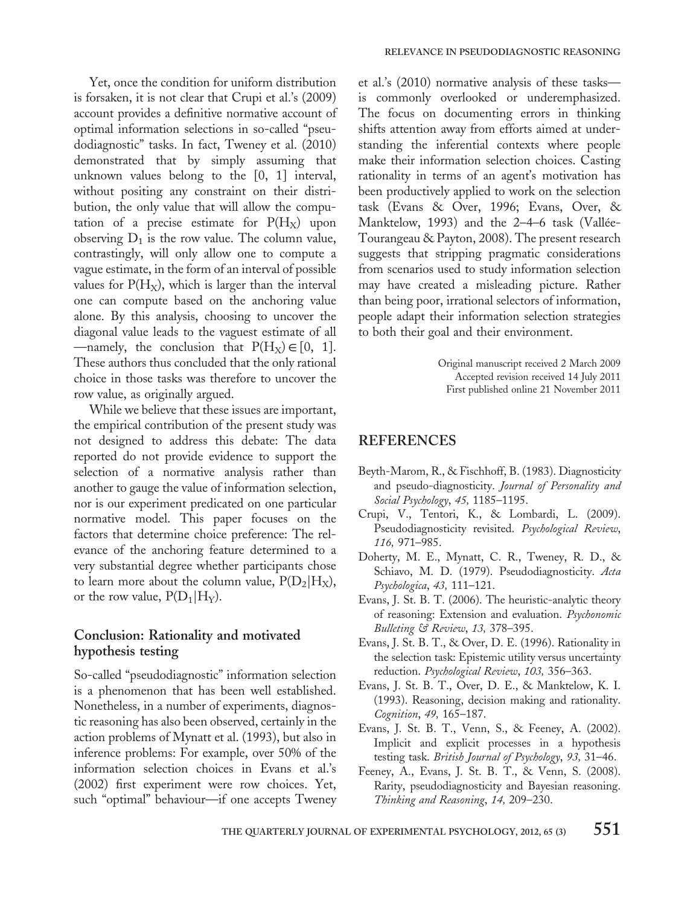Yet, once the condition for uniform distribution is forsaken, it is not clear that Crupi et al.'s (2009) account provides a definitive normative account of optimal information selections in so-called "pseudodiagnostic" tasks. In fact, Tweney et al. (2010) demonstrated that by simply assuming that unknown values belong to the [0, 1] interval, without positing any constraint on their distribution, the only value that will allow the computation of a precise estimate for $P(H_X)$ upon observing $D_1$ is the row value. The column value, contrastingly, will only allow one to compute a vague estimate, in the form of an interval of possible values for $P(H_X)$, which is larger than the interval one can compute based on the anchoring value alone. By this analysis, choosing to uncover the diagonal value leads to the vaguest estimate of all—namely, the conclusion that $P(H_X) \in [0, 1]$. These authors thus concluded that the only rational choice in those tasks was therefore to uncover the row value, as originally argued.

While we believe that these issues are important, the empirical contribution of the present study was not designed to address this debate: The data reported do not provide evidence to support the selection of a normative analysis rather than another to gauge the value of information selection, nor is our experiment predicated on one particular normative model. This paper focuses on the factors that determine choice preference: The relevance of the anchoring feature determined to a very substantial degree whether participants chose to learn more about the column value, $P(D_2|H_X)$, or the row value, $P(D_1|H_Y)$.

## Conclusion: Rationality and motivated hypothesis testing

So-called "pseudodiagnostic" information selection is a phenomenon that has been well established. Nonetheless, in a number of experiments, diagnostic reasoning has also been observed, certainly in the action problems of Mynatt et al. (1993), but also in inference problems: For example, over 50% of the information selection choices in Evans et al.'s (2002) first experiment were row choices. Yet, such "optimal" behaviour—if one accepts Tweney et al.'s (2010) normative analysis of these tasks—is commonly overlooked or underemphasized. The focus on documenting errors in thinking shifts attention away from efforts aimed at understanding the inferential contexts where people make their information selection choices. Casting rationality in terms of an agent's motivation has been productively applied to work on the selection task (Evans & Over, 1996; Evans, Over, & Manktelow, 1993) and the 2–4–6 task (Vallée-Tourangeau & Payton, 2008). The present research suggests that stripping pragmatic considerations from scenarios used to study information selection may have created a misleading picture. Rather than being poor, irrational selectors of information, people adapt their information selection strategies to both their goal and their environment.

Original manuscript received 2 March 2009
Accepted revision received 14 July 2011
First published online 21 November 2011

## REFERENCES

Beyth-Marom, R., & Fischhoff, B. (1983). Diagnosticity and pseudo-diagnosticity. *Journal of Personality and Social Psychology*, *45,* 1185–1195.

Crupi, V., Tentori, K., & Lombardi, L. (2009). Pseudodiagnosticity revisited. *Psychological Review*, *116,* 971–985.

Doherty, M. E., Mynatt, C. R., Tweney, R. D., & Schiavo, M. D. (1979). Pseudodiagnosticity. *Acta Psychologica*, *43,* 111–121.

Evans, J. St. B. T. (2006). The heuristic-analytic theory of reasoning: Extension and evaluation. *Psychonomic Bulleting & Review*, *13,* 378–395.

Evans, J. St. B. T., & Over, D. E. (1996). Rationality in the selection task: Epistemic utility versus uncertainty reduction. *Psychological Review*, *103,* 356–363.

Evans, J. St. B. T., Over, D. E., & Manktelow, K. I. (1993). Reasoning, decision making and rationality. *Cognition*, *49,* 165–187.

Evans, J. St. B. T., Venn, S., & Feeney, A. (2002). Implicit and explicit processes in a hypothesis testing task. *British Journal of Psychology*, *93,* 31–46.

Feeney, A., Evans, J. St. B. T., & Venn, S. (2008). Rarity, pseudodiagnosticity and Bayesian reasoning. *Thinking and Reasoning*, *14,* 209–230.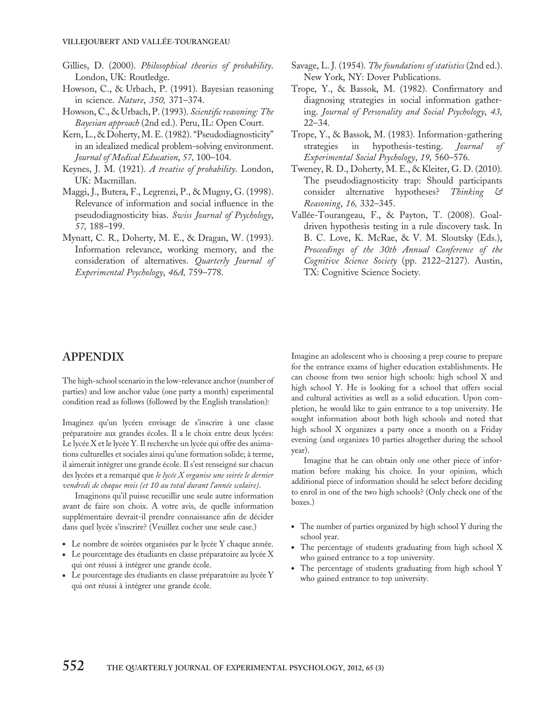Gillies, D. (2000). *Philosophical theories of probability*. London, UK: Routledge.

Howson, C., & Urbach, P. (1991). Bayesian reasoning in science. *Nature*, *350,* 371–374.

Howson, C., & Urbach, P. (1993). *Scientific reasoning: The Bayesian approach* (2nd ed.). Peru, IL: Open Court.

Kern, L., & Doherty, M. E. (1982). "Pseudodiagnosticity" in an idealized medical problem-solving environment. *Journal of Medical Education*, *57,* 100–104.

Keynes, J. M. (1921). *A treatise of probability*. London, UK: Macmillan.

Maggi, J., Butera, F., Legrenzi, P., & Mugny, G. (1998). Relevance of information and social influence in the pseudodiagnosticity bias. *Swiss Journal of Psychology*, *57,* 188–199.

Mynatt, C. R., Doherty, M. E., & Dragan, W. (1993). Information relevance, working memory, and the consideration of alternatives. *Quarterly Journal of Experimental Psychology*, *46A,* 759–778.

Savage, L. J. (1954). *The foundations of statistics* (2nd ed.). New York, NY: Dover Publications.

Trope, Y., & Bassok, M. (1982). Confirmatory and diagnosing strategies in social information gathering. *Journal of Personality and Social Psychology*, *43,* 22–34.

Trope, Y., & Bassok, M. (1983). Information-gathering strategies in hypothesis-testing. *Journal of Experimental Social Psychology*, *19,* 560–576.

Tweney, R. D., Doherty, M. E., & Kleiter, G. D. (2010). The pseudodiagnosticity trap: Should participants consider alternative hypotheses? *Thinking & Reasoning*, *16,* 332–345.

Vallée-Tourangeau, F., & Payton, T. (2008). Goal-driven hypothesis testing in a rule discovery task. In B. C. Love, K. McRae, & V. M. Sloutsky (Eds.), *Proceedings of the 30th Annual Conference of the Cognitive Science Society* (pp. 2122–2127). Austin, TX: Cognitive Science Society.

## APPENDIX

The high-school scenario in the low-relevance anchor (number of parties) and low anchor value (one party a month) experimental condition read as follows (followed by the English translation):

Imaginez qu'un lycéen envisage de s'inscrire à une classe préparatoire aux grandes écoles. Il a le choix entre deux lycées: Le lycée X et le lycée Y. Il recherche un lycée qui offre des animations culturelles et sociales ainsi qu'une formation solide; à terme, il aimerait intégrer une grande école. Il s'est renseigné sur chacun des lycées et a remarqué que *le lycée X organise une soirée le dernier vendredi de chaque mois (et 10 au total durant l'année scolaire)*.

Imaginons qu'il puisse recueillir une seule autre information avant de faire son choix. A votre avis, de quelle information supplémentaire devrait-il prendre connaissance afin de décider dans quel lycée s'inscrire? (Veuillez cocher une seule case.)

- Le nombre de soirées organisées par le lycée Y chaque année.
- Le pourcentage des étudiants en classe préparatoire au lycée X qui ont réussi à intégrer une grande école.
- Le pourcentage des étudiants en classe préparatoire au lycée Y qui ont réussi à intégrer une grande école.

Imagine an adolescent who is choosing a prep course to prepare for the entrance exams of higher education establishments. He can choose from two senior high schools: high school X and high school Y. He is looking for a school that offers social and cultural activities as well as a solid education. Upon completion, he would like to gain entrance to a top university. He sought information about both high schools and noted that high school X organizes a party once a month on a Friday evening (and organizes 10 parties altogether during the school year).

Imagine that he can obtain only one other piece of information before making his choice. In your opinion, which additional piece of information should he select before deciding to enrol in one of the two high schools? (Only check one of the boxes.)

- The number of parties organized by high school Y during the school year.
- The percentage of students graduating from high school X who gained entrance to a top university.
- The percentage of students graduating from high school Y who gained entrance to top university.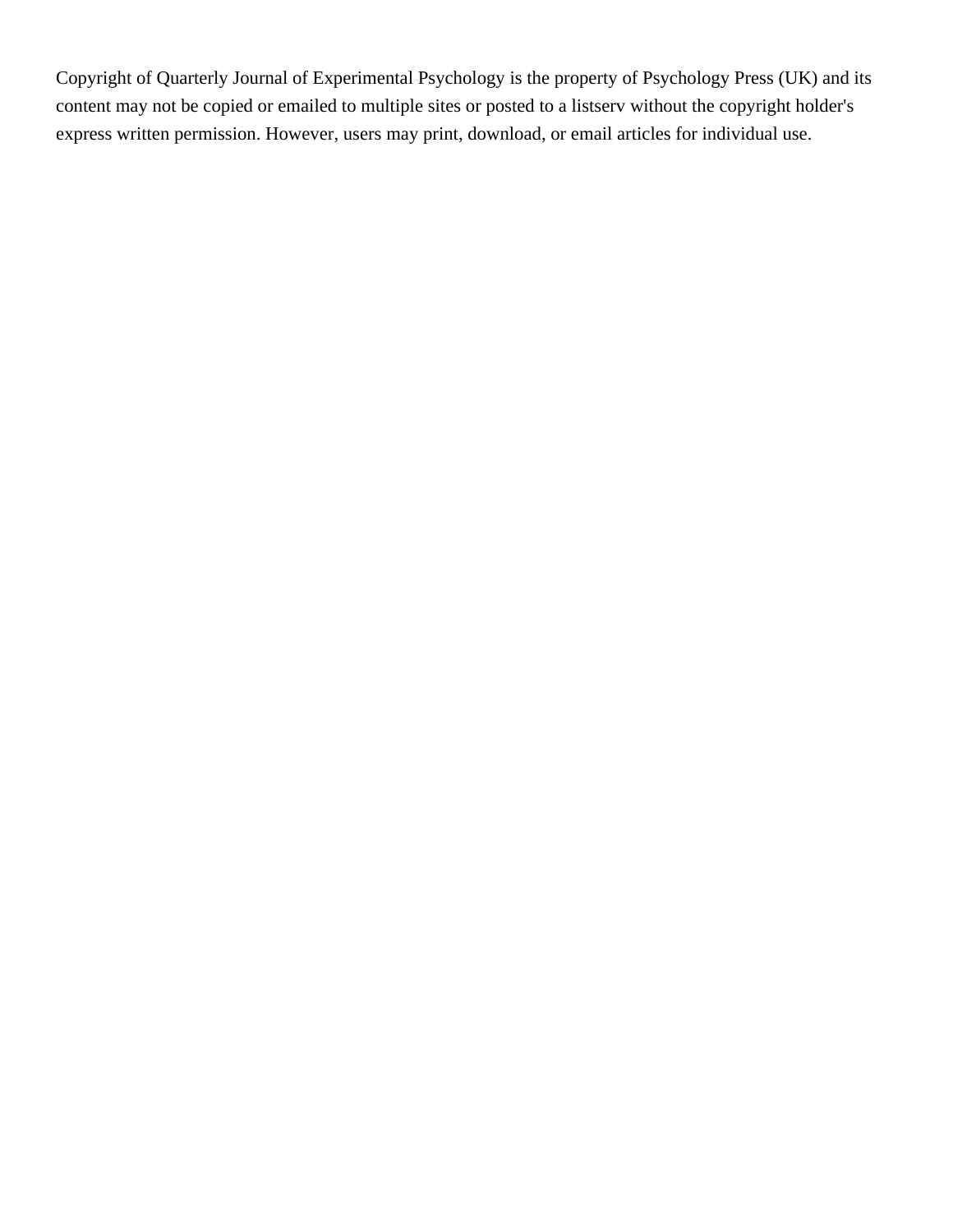Copyright of Quarterly Journal of Experimental Psychology is the property of Psychology Press (UK) and its content may not be copied or emailed to multiple sites or posted to a listserv without the copyright holder's express written permission. However, users may print, download, or email articles for individual use.